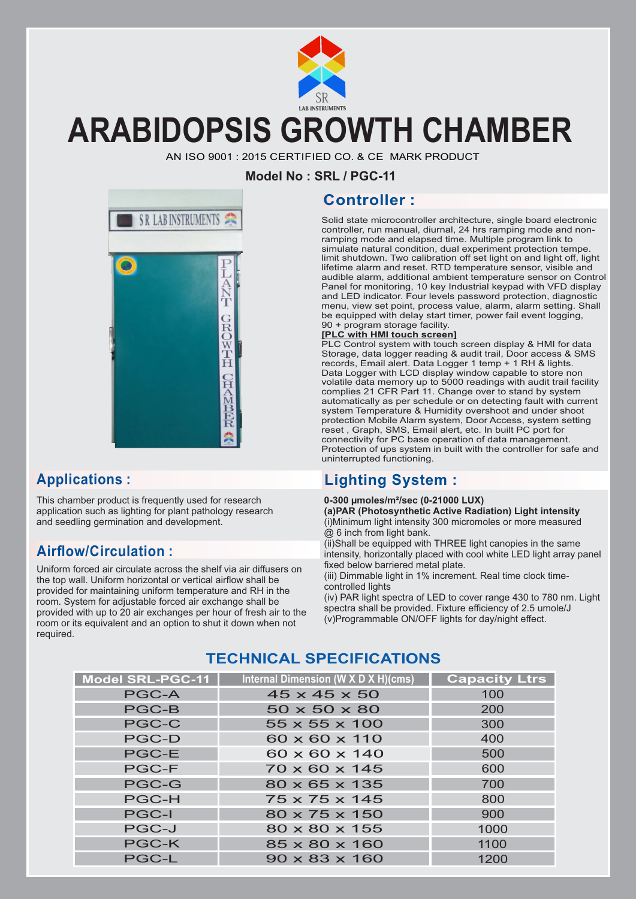# ARABIDOPSIS GROWTH CHAMBER

AN ISO 9001 : 2015 CERTIFIED CO. & CE MARK PRODUCT

**Model No : SRL / PGC-11**

## Controller :

Solid state microcontroller architecture, single board electronic controller, run manual, diurnal, 24 hrs ramping mode and non-ramping mode and elapsed time. Multiple program link to simulate natural condition, dual experiment protection tempe. limit shutdown. Two calibration off set light on and light off, light lifetime alarm and reset. RTD temperature sensor, visible and audible alarm, additional ambient temperature sensor on Control Panel for monitoring, 10 key Industrial keypad with VFD display and LED indicator. Four levels password protection, diagnostic menu, view set point, process value, alarm, alarm setting. Shall be equipped with delay start timer, power fail event logging, 90 + program storage facility.

**[PLC with HMI touch screen]**

PLC Control system with touch screen display & HMI for data Storage, data logger reading & audit trail, Door access & SMS records, Email alert. Data Logger 1 temp + 1 RH & lights. Data Logger with LCD display window capable to store non volatile data memory up to 5000 readings with audit trail facility complies 21 CFR Part 11. Change over to stand by system automatically as per schedule or on detecting fault with current system Temperature & Humidity overshoot and under shoot protection Mobile Alarm system, Door Access, system setting reset , Graph, SMS, Email alert, etc. In built PC port for connectivity for PC base operation of data management. Protection of ups system in built with the controller for safe and uninterrupted functioning.

## Applications :

This chamber product is frequently used for research application such as lighting for plant pathology research and seedling germination and development.

## Airflow/Circulation :

Uniform forced air circulate across the shelf via air diffusers on the top wall. Uniform horizontal or vertical airflow shall be provided for maintaining uniform temperature and RH in the room. System for adjustable forced air exchange shall be provided with up to 20 air exchanges per hour of fresh air to the room or its equivalent and an option to shut it down when not required.

## Lighting System :

**0-300 µmoles/m²/sec (0-21000 LUX)**

**(a)PAR (Photosynthetic Active Radiation) Light intensity**

(i)Minimum light intensity 300 micromoles or more measured @ 6 inch from light bank.

(ii)Shall be equipped with THREE light canopies in the same intensity, horizontally placed with cool white LED light array panel fixed below barriered metal plate.

(iii) Dimmable light in 1% increment. Real time clock time-controlled lights

(iv) PAR light spectra of LED to cover range 430 to 780 nm. Light spectra shall be provided. Fixture efficiency of 2.5 umole/J

(v)Programmable ON/OFF lights for day/night effect.

## TECHNICAL SPECIFICATIONS

| Model SRL-PGC-11 | Internal Dimension (W X D X H)(cms) | Capacity Ltrs |
|---|---|---|
| PGC-A | 45 x 45 x 50 | 100 |
| PGC-B | 50 x 50 x 80 | 200 |
| PGC-C | 55 x 55 x 100 | 300 |
| PGC-D | 60 x 60 x 110 | 400 |
| PGC-E | 60 x 60 x 140 | 500 |
| PGC-F | 70 x 60 x 145 | 600 |
| PGC-G | 80 x 65 x 135 | 700 |
| PGC-H | 75 x 75 x 145 | 800 |
| PGC-I | 80 x 75 x 150 | 900 |
| PGC-J | 80 x 80 x 155 | 1000 |
| PGC-K | 85 x 80 x 160 | 1100 |
| PGC-L | 90 x 83 x 160 | 1200 |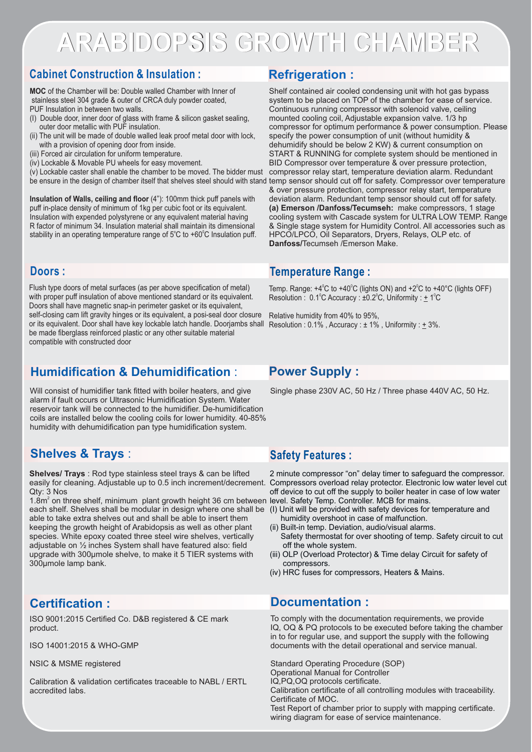# ARABIDOPSIS GROWTH CHAMBER

## Cabinet Construction & Insulation :

**MOC** of the Chamber will be: Double walled Chamber with Inner of stainless steel 304 grade & outer of CRCA duly powder coated, PUF Insulation in between two walls.

(I) Double door, inner door of glass with frame & silicon gasket sealing, outer door metallic with PUF insulation.
(ii) The unit will be made of double walled leak proof metal door with lock, with a provision of opening door from inside.
(iii) Forced air circulation for uniform temperature.
(iv) Lockable & Movable PU wheels for easy movement.
(v) Lockable caster shall enable the chamber to be moved. The bidder must be ensure in the design of chamber itself that shelves steel should with stand

**Insulation of Walls, ceiling and floor** (4"): 100mm thick puff panels with puff in-place density of minimum of 1kg per cubic foot or its equivalent. Insulation with expended polystyrene or any equivalent material having R factor of minimum 34. Insulation material shall maintain its dimensional stability in an operating temperature range of 5°C to +60°C Insulation puff.

## Refrigeration :

Shelf contained air cooled condensing unit with hot gas bypass system to be placed on TOP of the chamber for ease of service. Continuous running compressor with solenoid valve, ceiling mounted cooling coil, Adjustable expansion valve. 1/3 hp compressor for optimum performance & power consumption. Please specify the power consumption of unit (without humidity & dehumidify should be below 2 KW) & current consumption on START & RUNNING for complete system should be mentioned in BID Compressor over temperature & over pressure protection, compressor relay start, temperature deviation alarm. Redundant temp sensor should cut off for safety. Compressor over temperature & over pressure protection, compressor relay start, temperature deviation alarm. Redundant temp sensor should cut off for safety.
**(a) Emerson /Danfoss/Tecumseh:** make compressors, 1 stage cooling system with Cascade system for ULTRA LOW TEMP. Range & Single stage system for Humidity Control. All accessories such as HPCO/LPCO, Oil Separators, Dryers, Relays, OLP etc. of **Danfoss/**Tecumseh /Emerson Make.

## Doors :

Flush type doors of metal surfaces (as per above specification of metal) with proper puff insulation of above mentioned standard or its equivalent. Doors shall have magnetic snap-in perimeter gasket or its equivalent, self-closing cam lift gravity hinges or its equivalent, a posi-seal door closure or its equivalent. Door shall have key lockable latch handle. Doorjambs shall be made fiberglass reinforced plastic or any other suitable material compatible with constructed door

## Temperature Range :

Temp. Range: +4°C to +40°C (lights ON) and +2°C to +40°C (lights OFF)
Resolution : 0.1°C Accuracy : ±0.2°C, Uniformity : ± 1°C

Relative humidity from 40% to 95%,
Resolution : 0.1% , Accuracy : ± 1% , Uniformity : ± 3%.

## Humidification & Dehumidification :

Will consist of humidifier tank fitted with boiler heaters, and give alarm if fault occurs or Ultrasonic Humidification System. Water reservoir tank will be connected to the humidifier. De-humidification coils are installed below the cooling coils for lower humidity. 40-85% humidity with dehumidification pan type humidification system.

## Power Supply :

Single phase 230V AC, 50 Hz / Three phase 440V AC, 50 Hz.

## Shelves & Trays :

**Shelves/ Trays** : Rod type stainless steel trays & can be lifted easily for cleaning. Adjustable up to 0.5 inch increment/decrement. Qty: 3 Nos
1.8m² on three shelf, minimum plant growth height 36 cm between each shelf. Shelves shall be modular in design where one shall be able to take extra shelves out and shall be able to insert them keeping the growth height of Arabidopsis as well as other plant species. White epoxy coated three steel wire shelves, vertically adjustable on ½ inches System shall have featured also: field upgrade with 300µmole shelve, to make it 5 TIER systems with 300µmole lamp bank.

## Safety Features :

2 minute compressor "on" delay timer to safeguard the compressor. Compressors overload relay protector. Electronic low water level cut off device to cut off the supply to boiler heater in case of low water level. Safety Temp. Controller. MCB for mains.

(I) Unit will be provided with safety devices for temperature and humidity overshoot in case of malfunction.
(ii) Built-in temp. Deviation, audio/visual alarms. Safety thermostat for over shooting of temp. Safety circuit to cut off the whole system.
(iii) OLP (Overload Protector) & Time delay Circuit for safety of compressors.
(iv) HRC fuses for compressors, Heaters & Mains.

## Certification :

ISO 9001:2015 Certified Co. D&B registered & CE mark product.

ISO 14001:2015 & WHO-GMP

NSIC & MSME registered

Calibration & validation certificates traceable to NABL / ERTL accredited labs.

## Documentation :

To comply with the documentation requirements, we provide IQ, OQ & PQ protocols to be executed before taking the chamber in to for regular use, and support the supply with the following documents with the detail operational and service manual.

Standard Operating Procedure (SOP)
Operational Manual for Controller
IQ,PQ,OQ protocols certificate.
Calibration certificate of all controlling modules with traceability.
Certificate of MOC.
Test Report of chamber prior to supply with mapping certificate.
wiring diagram for ease of service maintenance.